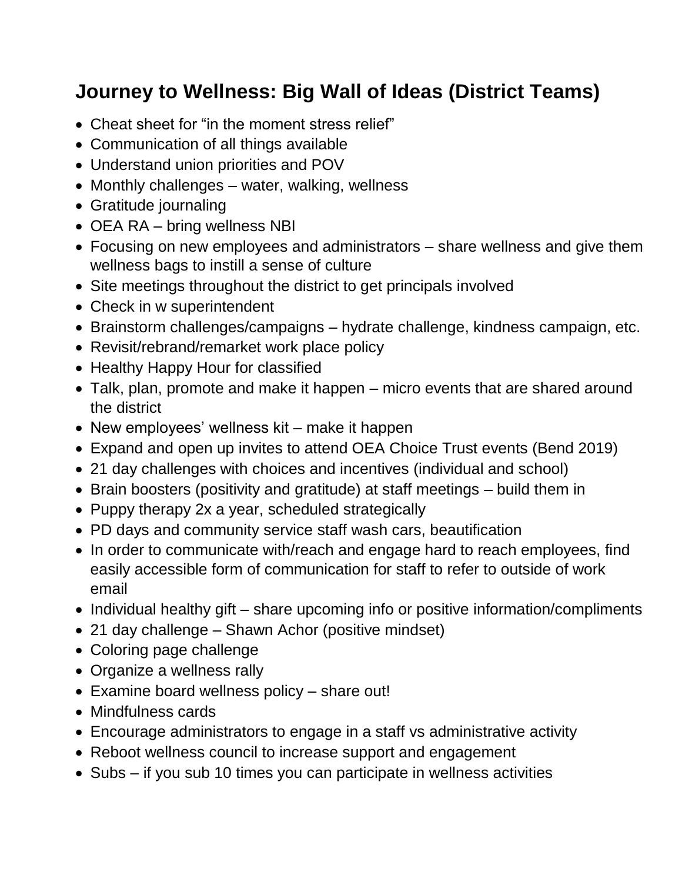## Journey to Wellness: Big Wall of Ideas (District Teams)

- Cheat sheet for "in the moment stress relief"
- Communication of all things available
- Understand union priorities and POV
- Monthly challenges – water, walking, wellness
- Gratitude journaling
- OEA RA – bring wellness NBI
- Focusing on new employees and administrators – share wellness and give them wellness bags to instill a sense of culture
- Site meetings throughout the district to get principals involved
- Check in w superintendent
- Brainstorm challenges/campaigns – hydrate challenge, kindness campaign, etc.
- Revisit/rebrand/remarket work place policy
- Healthy Happy Hour for classified
- Talk, plan, promote and make it happen – micro events that are shared around the district
- New employees' wellness kit – make it happen
- Expand and open up invites to attend OEA Choice Trust events (Bend 2019)
- 21 day challenges with choices and incentives (individual and school)
- Brain boosters (positivity and gratitude) at staff meetings – build them in
- Puppy therapy 2x a year, scheduled strategically
- PD days and community service staff wash cars, beautification
- In order to communicate with/reach and engage hard to reach employees, find easily accessible form of communication for staff to refer to outside of work email
- Individual healthy gift – share upcoming info or positive information/compliments
- 21 day challenge – Shawn Achor (positive mindset)
- Coloring page challenge
- Organize a wellness rally
- Examine board wellness policy – share out!
- Mindfulness cards
- Encourage administrators to engage in a staff vs administrative activity
- Reboot wellness council to increase support and engagement
- Subs – if you sub 10 times you can participate in wellness activities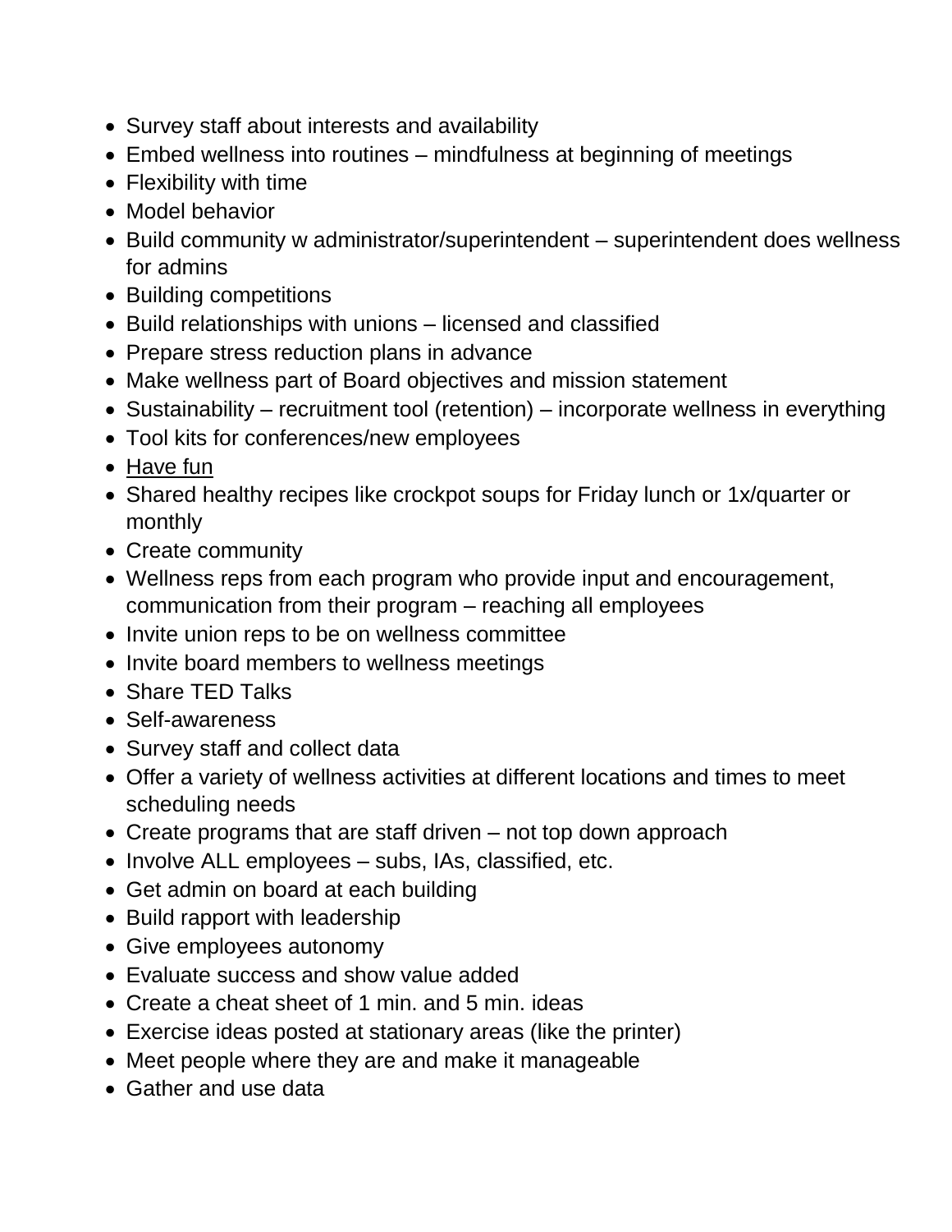- Survey staff about interests and availability
- Embed wellness into routines – mindfulness at beginning of meetings
- Flexibility with time
- Model behavior
- Build community w administrator/superintendent – superintendent does wellness for admins
- Building competitions
- Build relationships with unions – licensed and classified
- Prepare stress reduction plans in advance
- Make wellness part of Board objectives and mission statement
- Sustainability – recruitment tool (retention) – incorporate wellness in everything
- Tool kits for conferences/new employees
- <u>Have fun</u>
- Shared healthy recipes like crockpot soups for Friday lunch or 1x/quarter or monthly
- Create community
- Wellness reps from each program who provide input and encouragement, communication from their program – reaching all employees
- Invite union reps to be on wellness committee
- Invite board members to wellness meetings
- Share TED Talks
- Self-awareness
- Survey staff and collect data
- Offer a variety of wellness activities at different locations and times to meet scheduling needs
- Create programs that are staff driven – not top down approach
- Involve ALL employees – subs, IAs, classified, etc.
- Get admin on board at each building
- Build rapport with leadership
- Give employees autonomy
- Evaluate success and show value added
- Create a cheat sheet of 1 min. and 5 min. ideas
- Exercise ideas posted at stationary areas (like the printer)
- Meet people where they are and make it manageable
- Gather and use data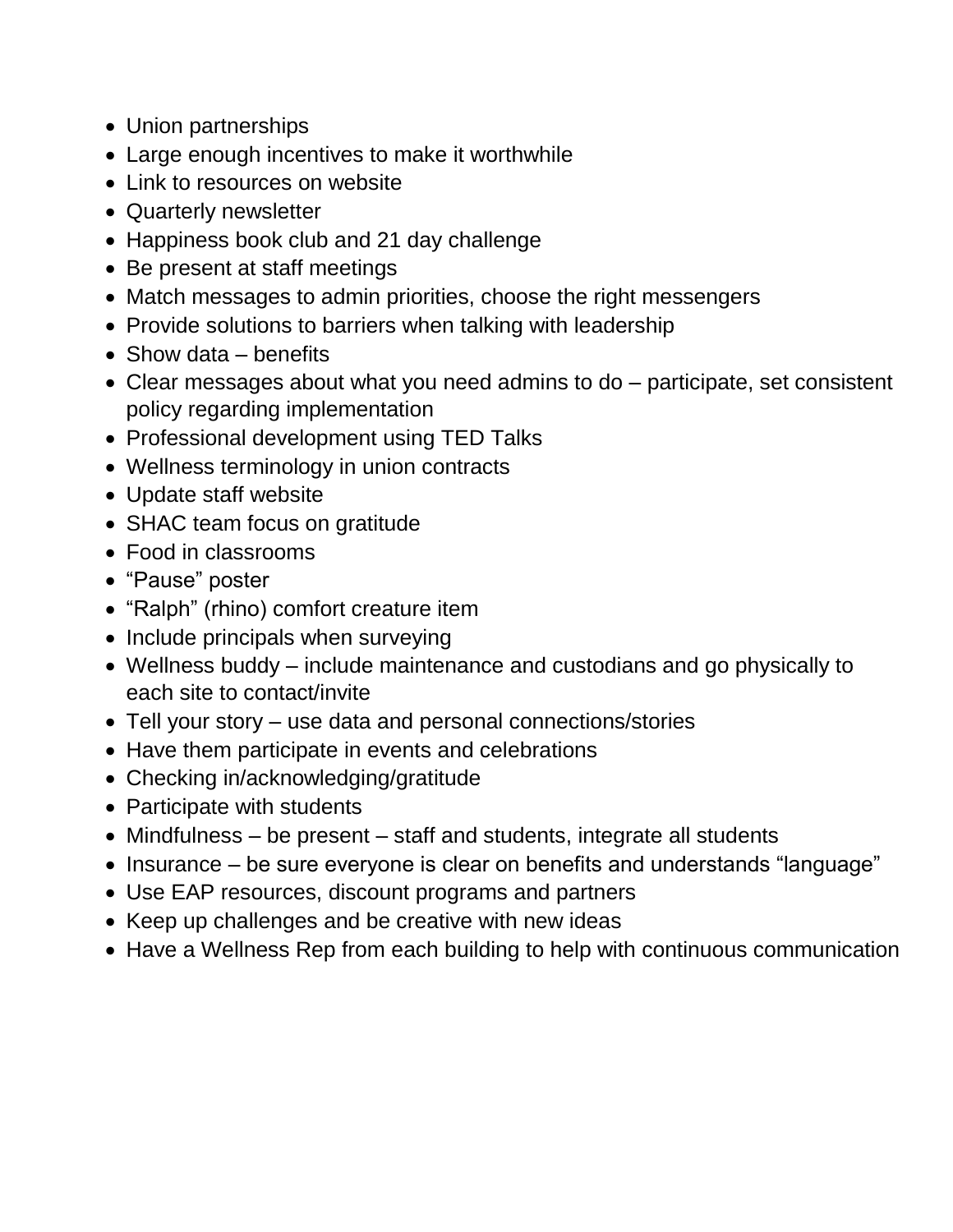- Union partnerships
- Large enough incentives to make it worthwhile
- Link to resources on website
- Quarterly newsletter
- Happiness book club and 21 day challenge
- Be present at staff meetings
- Match messages to admin priorities, choose the right messengers
- Provide solutions to barriers when talking with leadership
- Show data – benefits
- Clear messages about what you need admins to do – participate, set consistent policy regarding implementation
- Professional development using TED Talks
- Wellness terminology in union contracts
- Update staff website
- SHAC team focus on gratitude
- Food in classrooms
- "Pause" poster
- "Ralph" (rhino) comfort creature item
- Include principals when surveying
- Wellness buddy – include maintenance and custodians and go physically to each site to contact/invite
- Tell your story – use data and personal connections/stories
- Have them participate in events and celebrations
- Checking in/acknowledging/gratitude
- Participate with students
- Mindfulness – be present – staff and students, integrate all students
- Insurance – be sure everyone is clear on benefits and understands "language"
- Use EAP resources, discount programs and partners
- Keep up challenges and be creative with new ideas
- Have a Wellness Rep from each building to help with continuous communication